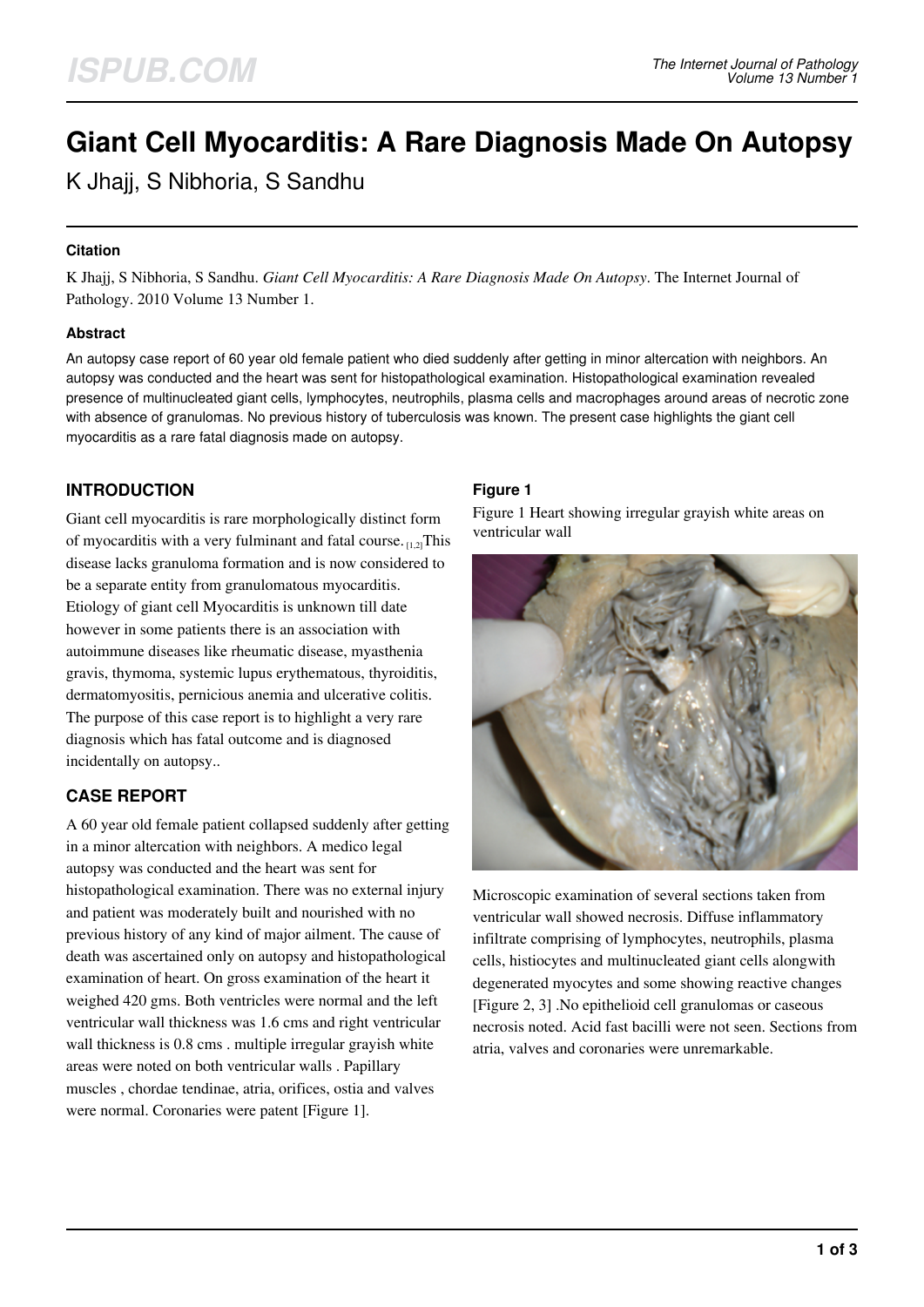# Giant Cell Myocarditis: A Rare Diagnosis Made On Autopsy

K Jhajj, S Nibhoria, S Sandhu

### Citation

K Jhajj, S Nibhoria, S Sandhu. *Giant Cell Myocarditis: A Rare Diagnosis Made On Autopsy*. The Internet Journal of Pathology. 2010 Volume 13 Number 1.

### Abstract

An autopsy case report of 60 year old female patient who died suddenly after getting in minor altercation with neighbors. An autopsy was conducted and the heart was sent for histopathological examination. Histopathological examination revealed presence of multinucleated giant cells, lymphocytes, neutrophils, plasma cells and macrophages around areas of necrotic zone with absence of granulomas. No previous history of tuberculosis was known. The present case highlights the giant cell myocarditis as a rare fatal diagnosis made on autopsy.

## INTRODUCTION

Giant cell myocarditis is rare morphologically distinct form of myocarditis with a very fulminant and fatal course. [1,2] This disease lacks granuloma formation and is now considered to be a separate entity from granulomatous myocarditis. Etiology of giant cell Myocarditis is unknown till date however in some patients there is an association with autoimmune diseases like rheumatic disease, myasthenia gravis, thymoma, systemic lupus erythematous, thyroiditis, dermatomyositis, pernicious anemia and ulcerative colitis. The purpose of this case report is to highlight a very rare diagnosis which has fatal outcome and is diagnosed incidentally on autopsy..

## CASE REPORT

A 60 year old female patient collapsed suddenly after getting in a minor altercation with neighbors. A medico legal autopsy was conducted and the heart was sent for histopathological examination. There was no external injury and patient was moderately built and nourished with no previous history of any kind of major ailment. The cause of death was ascertained only on autopsy and histopathological examination of heart. On gross examination of the heart it weighed 420 gms. Both ventricles were normal and the left ventricular wall thickness was 1.6 cms and right ventricular wall thickness is 0.8 cms . multiple irregular grayish white areas were noted on both ventricular walls . Papillary muscles , chordae tendinae, atria, orifices, ostia and valves were normal. Coronaries were patent [Figure 1].

### Figure 1

Figure 1 Heart showing irregular grayish white areas on ventricular wall

Microscopic examination of several sections taken from ventricular wall showed necrosis. Diffuse inflammatory infiltrate comprising of lymphocytes, neutrophils, plasma cells, histiocytes and multinucleated giant cells alongwith degenerated myocytes and some showing reactive changes [Figure 2, 3] .No epithelioid cell granulomas or caseous necrosis noted. Acid fast bacilli were not seen. Sections from atria, valves and coronaries were unremarkable.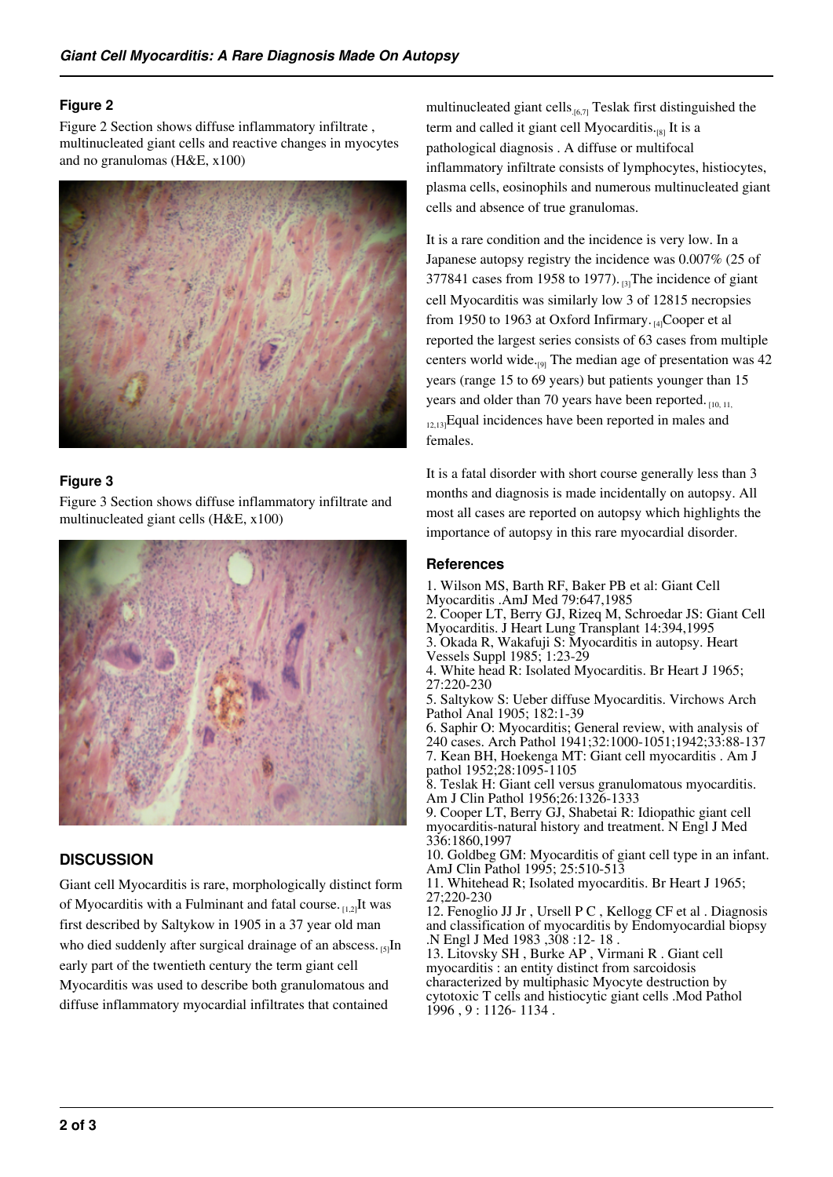### Figure 2

Figure 2 Section shows diffuse inflammatory infiltrate , multinucleated giant cells and reactive changes in myocytes and no granulomas (H&E, x100)

### Figure 3

Figure 3 Section shows diffuse inflammatory infiltrate and multinucleated giant cells (H&E, x100)

## DISCUSSION

Giant cell Myocarditis is rare, morphologically distinct form of Myocarditis with a Fulminant and fatal course. [1,2]It was first described by Saltykow in 1905 in a 37 year old man who died suddenly after surgical drainage of an abscess. [5]In early part of the twentieth century the term giant cell Myocarditis was used to describe both granulomatous and diffuse inflammatory myocardial infiltrates that contained multinucleated giant cells.[6,7] Teslak first distinguished the term and called it giant cell Myocarditis.[8] It is a pathological diagnosis . A diffuse or multifocal inflammatory infiltrate consists of lymphocytes, histiocytes, plasma cells, eosinophils and numerous multinucleated giant cells and absence of true granulomas.

It is a rare condition and the incidence is very low. In a Japanese autopsy registry the incidence was 0.007% (25 of 377841 cases from 1958 to 1977). [3]The incidence of giant cell Myocarditis was similarly low 3 of 12815 necropsies from 1950 to 1963 at Oxford Infirmary. [4]Cooper et al reported the largest series consists of 63 cases from multiple centers world wide.[9] The median age of presentation was 42 years (range 15 to 69 years) but patients younger than 15 years and older than 70 years have been reported. [10, 11, 12,13]Equal incidences have been reported in males and females.

It is a fatal disorder with short course generally less than 3 months and diagnosis is made incidentally on autopsy. All most all cases are reported on autopsy which highlights the importance of autopsy in this rare myocardial disorder.

### References

1. Wilson MS, Barth RF, Baker PB et al: Giant Cell Myocarditis .AmJ Med 79:647,1985
2. Cooper LT, Berry GJ, Rizeq M, Schroedar JS: Giant Cell Myocarditis. J Heart Lung Transplant 14:394,1995
3. Okada R, Wakafuji S: Myocarditis in autopsy. Heart Vessels Suppl 1985; 1:23-29
4. White head R: Isolated Myocarditis. Br Heart J 1965; 27:220-230
5. Saltykow S: Ueber diffuse Myocarditis. Virchows Arch Pathol Anal 1905; 182:1-39
6. Saphir O: Myocarditis; General review, with analysis of 240 cases. Arch Pathol 1941;32:1000-1051;1942;33:88-137
7. Kean BH, Hoekenga MT: Giant cell myocarditis . Am J pathol 1952;28:1095-1105
8. Teslak H: Giant cell versus granulomatous myocarditis. Am J Clin Pathol 1956;26:1326-1333
9. Cooper LT, Berry GJ, Shabetai R: Idiopathic giant cell myocarditis-natural history and treatment. N Engl J Med 336:1860,1997
10. Goldbeg GM: Myocarditis of giant cell type in an infant. AmJ Clin Pathol 1995; 25:510-513
11. Whitehead R; Isolated myocarditis. Br Heart J 1965; 27;220-230
12. Fenoglio JJ Jr , Ursell P C , Kellogg CF et al . Diagnosis and classification of myocarditis by Endomyocardial biopsy .N Engl J Med 1983 ,308 :12- 18 .
13. Litovsky SH , Burke AP , Virmani R . Giant cell myocarditis : an entity distinct from sarcoidosis characterized by multiphasic Myocyte destruction by cytotoxic T cells and histiocytic giant cells .Mod Pathol 1996 , 9 : 1126- 1134 .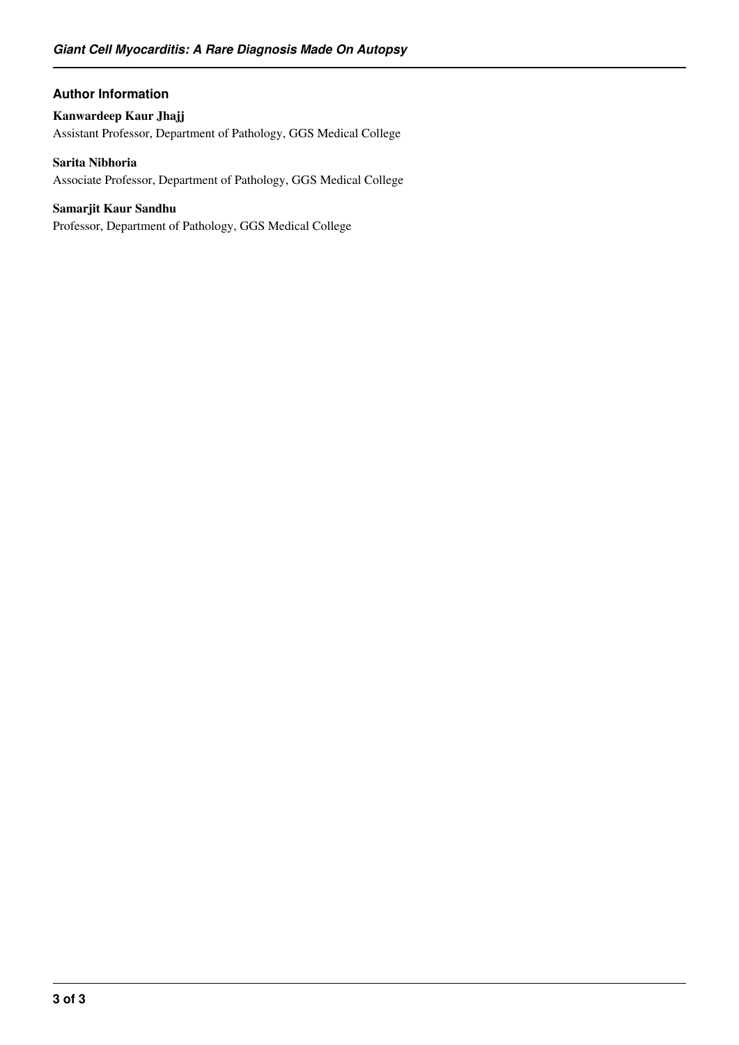## Author Information

**Kanwardeep Kaur Jhajj**
Assistant Professor, Department of Pathology, GGS Medical College

**Sarita Nibhoria**
Associate Professor, Department of Pathology, GGS Medical College

**Samarjit Kaur Sandhu**
Professor, Department of Pathology, GGS Medical College